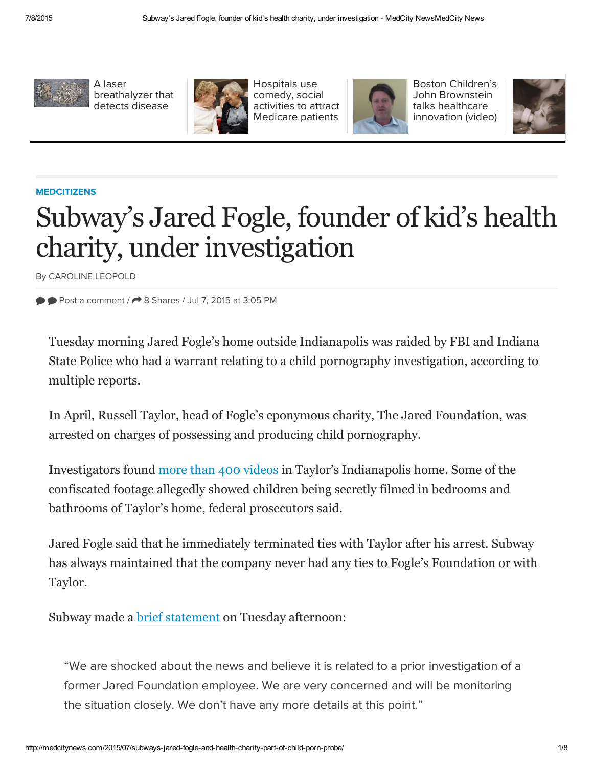A laser breathalyzer that detects disease

Hospitals use comedy, social activities to attract Medicare patients

Boston Children's John Brownstein talks healthcare innovation (video)

MEDCITIZENS

# Subway's Jared Fogle, founder of kid's health charity, under investigation

By CAROLINE LEOPOLD

Post a comment / 8 Shares / Jul 7, 2015 at 3:05 PM

Tuesday morning Jared Fogle's home outside Indianapolis was raided by FBI and Indiana State Police who had a warrant relating to a child pornography investigation, according to multiple reports.

In April, Russell Taylor, head of Fogle's eponymous charity, The Jared Foundation, was arrested on charges of possessing and producing child pornography.

Investigators found more than 400 videos in Taylor's Indianapolis home. Some of the confiscated footage allegedly showed children being secretly filmed in bedrooms and bathrooms of Taylor's home, federal prosecutors said.

Jared Fogle said that he immediately terminated ties with Taylor after his arrest. Subway has always maintained that the company never had any ties to Fogle's Foundation or with Taylor.

Subway made a brief statement on Tuesday afternoon:

> "We are shocked about the news and believe it is related to a prior investigation of a former Jared Foundation employee. We are very concerned and will be monitoring the situation closely. We don't have any more details at this point."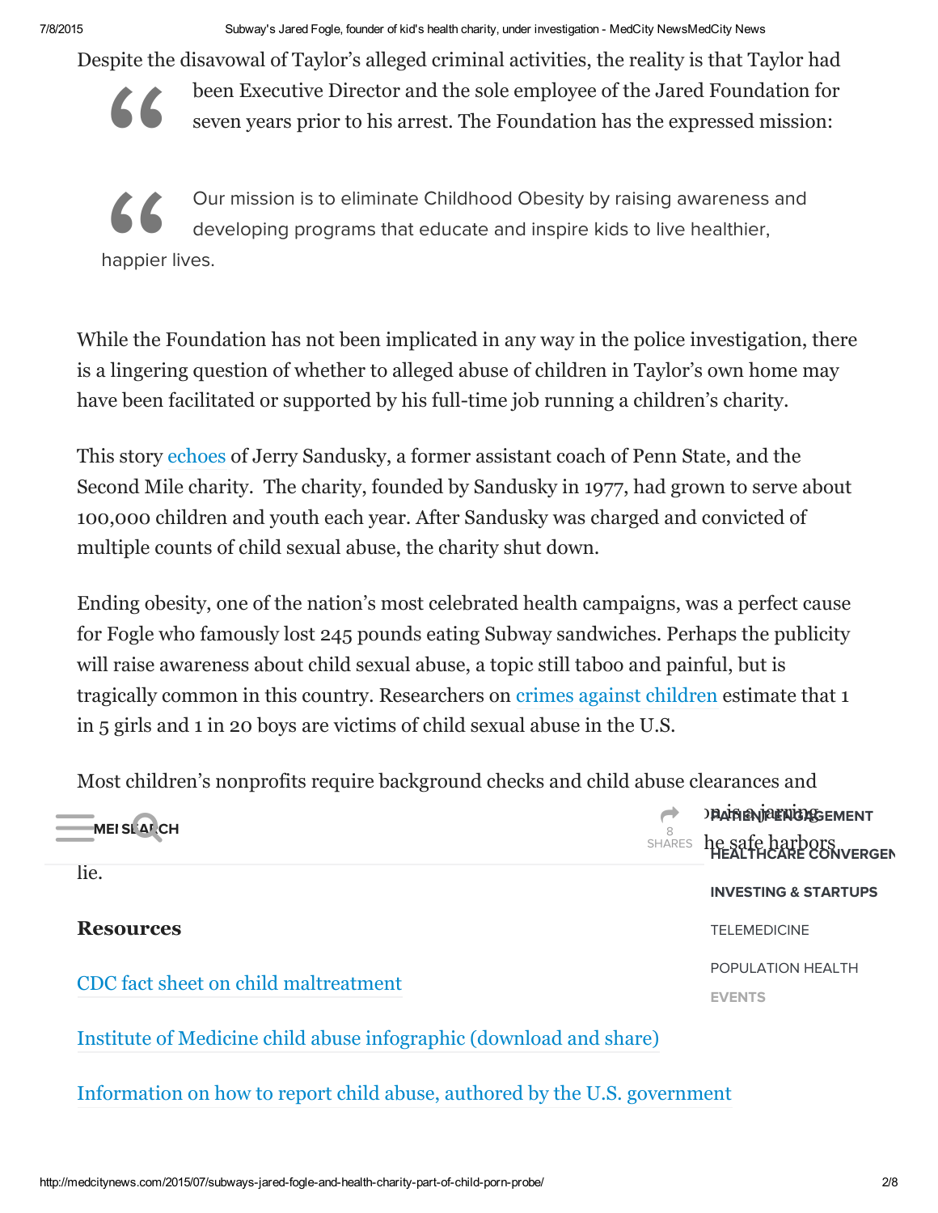Despite the disavowal of Taylor's alleged criminal activities, the reality is that Taylor had been Executive Director and the sole employee of the Jared Foundation for seven years prior to his arrest. The Foundation has the expressed mission:

> Our mission is to eliminate Childhood Obesity by raising awareness and developing programs that educate and inspire kids to live healthier, happier lives.

While the Foundation has not been implicated in any way in the police investigation, there is a lingering question of whether to alleged abuse of children in Taylor's own home may have been facilitated or supported by his full-time job running a children's charity.

This story echoes of Jerry Sandusky, a former assistant coach of Penn State, and the Second Mile charity. The charity, founded by Sandusky in 1977, had grown to serve about 100,000 children and youth each year. After Sandusky was charged and convicted of multiple counts of child sexual abuse, the charity shut down.

Ending obesity, one of the nation's most celebrated health campaigns, was a perfect cause for Fogle who famously lost 245 pounds eating Subway sandwiches. Perhaps the publicity will raise awareness about child sexual abuse, a topic still taboo and painful, but is tragically common in this country. Researchers on crimes against children estimate that 1 in 5 girls and 1 in 20 boys are victims of child sexual abuse in the U.S.

Most children's nonprofits require background checks and child abuse clearances and ... is a jarring ... he safe harbors lie.

## Resources

CDC fact sheet on child maltreatment

Institute of Medicine child abuse infographic (download and share)

Information on how to report child abuse, authored by the U.S. government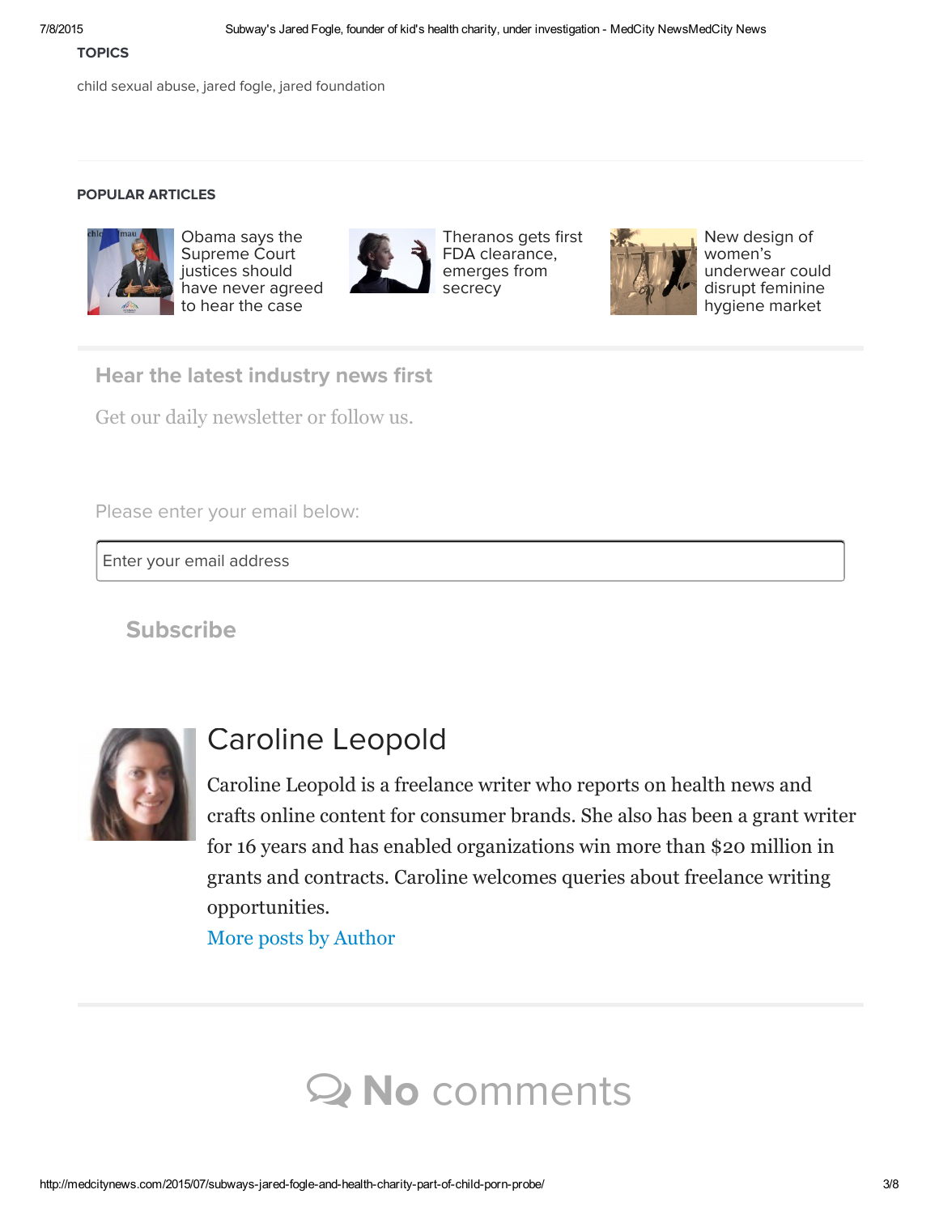**TOPICS**

child sexual abuse, jared fogle, jared foundation

**POPULAR ARTICLES**

Obama says the Supreme Court justices should have never agreed to hear the case

Theranos gets first FDA clearance, emerges from secrecy

New design of women's underwear could disrupt feminine hygiene market

**Hear the latest industry news first**

Get our daily newsletter or follow us.

Please enter your email below:

Enter your email address

Subscribe

## Caroline Leopold

Caroline Leopold is a freelance writer who reports on health news and crafts online content for consumer brands. She also has been a grant writer for 16 years and has enabled organizations win more than $20 million in grants and contracts. Caroline welcomes queries about freelance writing opportunities.

More posts by Author

**No** comments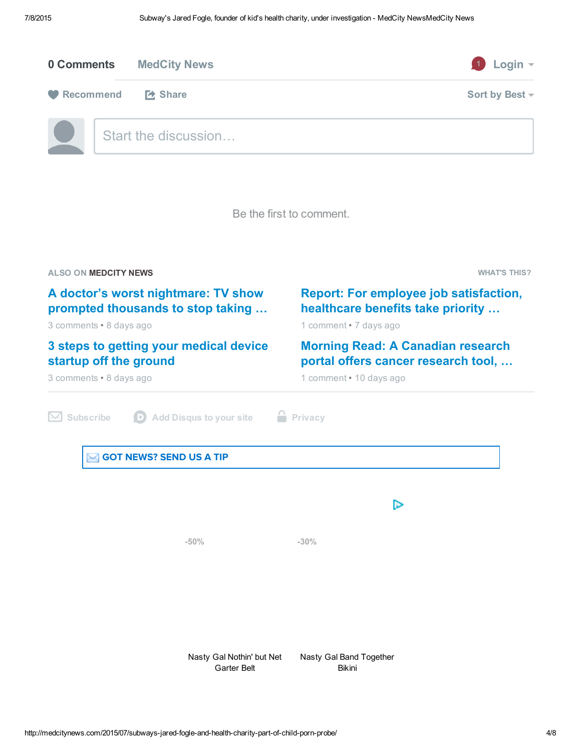0 Comments MedCity News

1 Login

Recommend Share Sort by Best

Start the discussion…

Be the first to comment.

ALSO ON **MEDCITY NEWS** WHAT'S THIS?

**A doctor's worst nightmare: TV show prompted thousands to stop taking …**
3 comments • 8 days ago

**Report: For employee job satisfaction, healthcare benefits take priority …**
1 comment • 7 days ago

**3 steps to getting your medical device startup off the ground**
3 comments • 8 days ago

**Morning Read: A Canadian research portal offers cancer research tool, …**
1 comment • 10 days ago

Subscribe Add Disqus to your site Privacy

**GOT NEWS? SEND US A TIP**

-50% -30%

Nasty Gal Nothin' but Net Garter Belt

Nasty Gal Band Together Bikini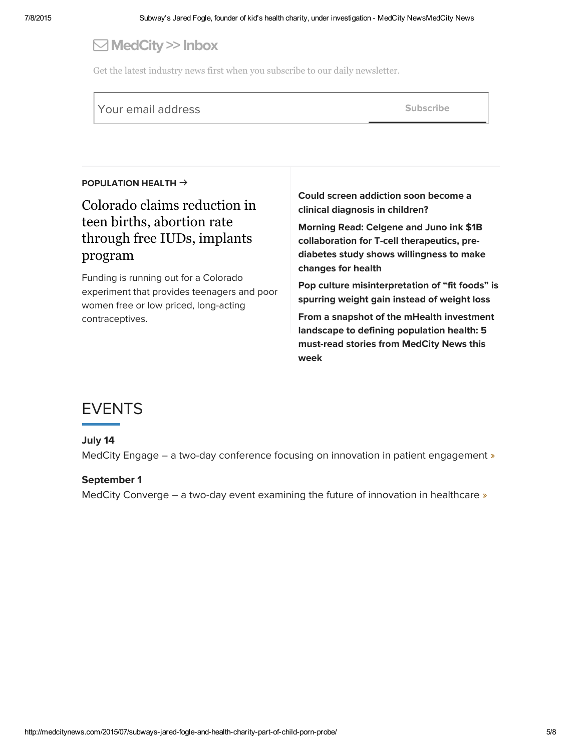## MedCity >> Inbox

Get the latest industry news first when you subscribe to our daily newsletter.

Your email address

Subscribe

**POPULATION HEALTH →**

### Colorado claims reduction in teen births, abortion rate through free IUDs, implants program

Funding is running out for a Colorado experiment that provides teenagers and poor women free or low priced, long-acting contraceptives.

**Could screen addiction soon become a clinical diagnosis in children?**

**Morning Read: Celgene and Juno ink $1B collaboration for T-cell therapeutics, pre-diabetes study shows willingness to make changes for health**

**Pop culture misinterpretation of "fit foods" is spurring weight gain instead of weight loss**

**From a snapshot of the mHealth investment landscape to defining population health: 5 must-read stories from MedCity News this week**

## EVENTS

**July 14**

MedCity Engage – a two-day conference focusing on innovation in patient engagement »

**September 1**

MedCity Converge – a two-day event examining the future of innovation in healthcare »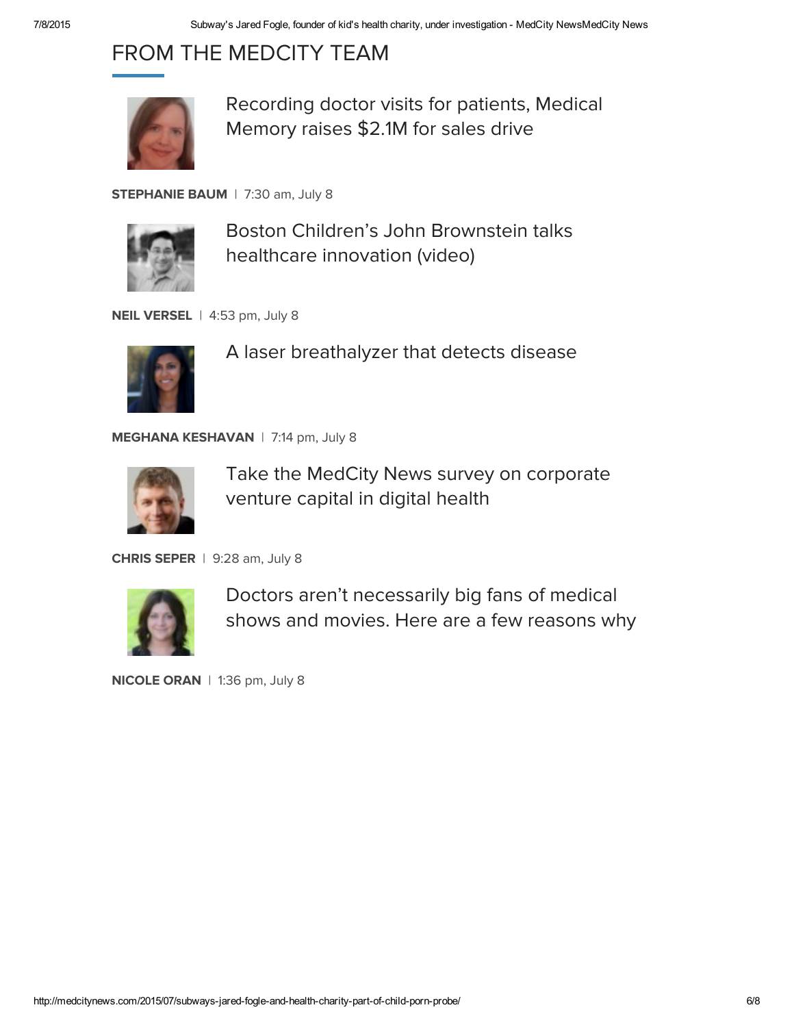## FROM THE MEDCITY TEAM

Recording doctor visits for patients, Medical Memory raises $2.1M for sales drive

**STEPHANIE BAUM** | 7:30 am, July 8

Boston Children's John Brownstein talks healthcare innovation (video)

**NEIL VERSEL** | 4:53 pm, July 8

A laser breathalyzer that detects disease

**MEGHANA KESHAVAN** | 7:14 pm, July 8

Take the MedCity News survey on corporate venture capital in digital health

**CHRIS SEPER** | 9:28 am, July 8

Doctors aren't necessarily big fans of medical shows and movies. Here are a few reasons why

**NICOLE ORAN** | 1:36 pm, July 8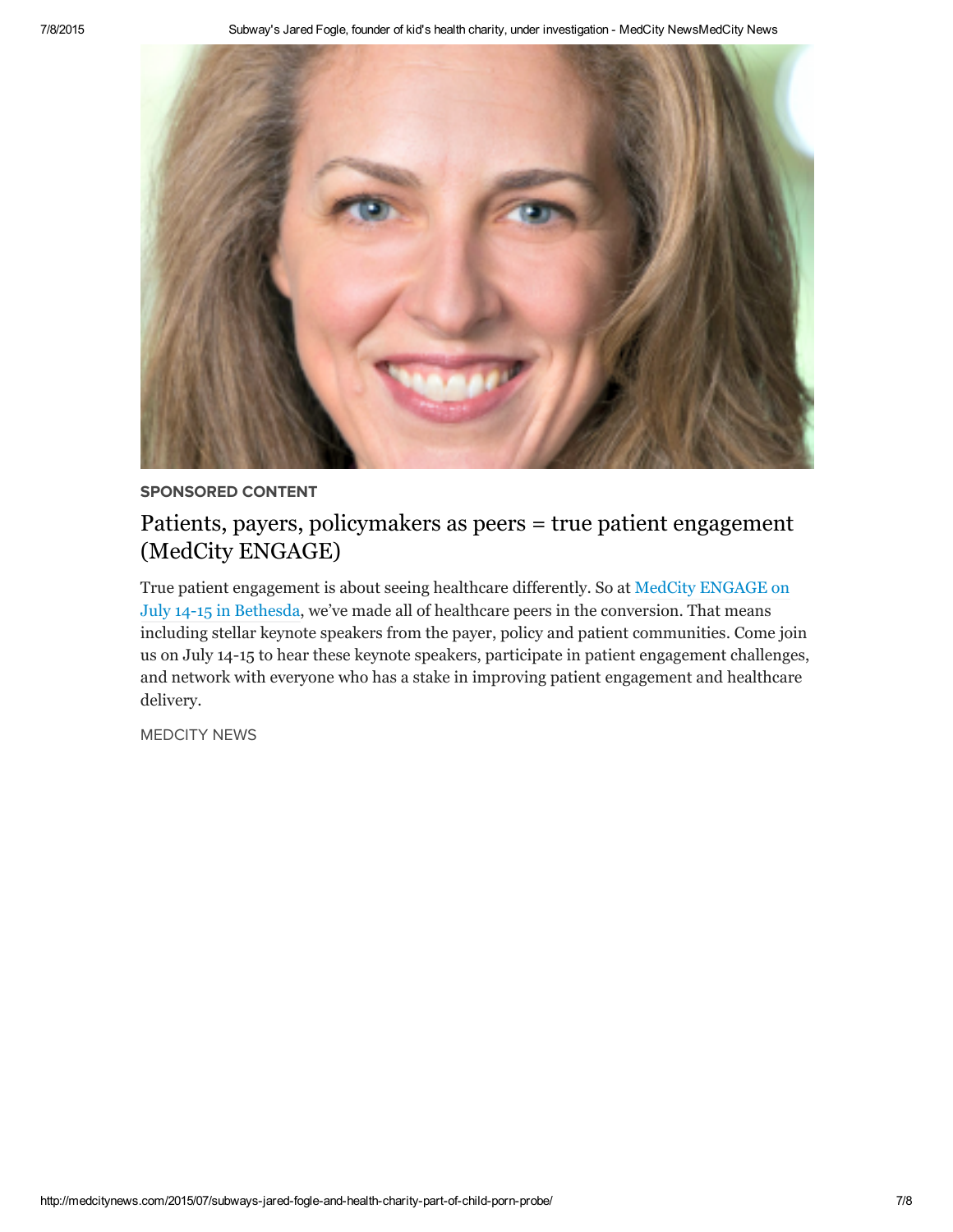SPONSORED CONTENT

## Patients, payers, policymakers as peers = true patient engagement (MedCity ENGAGE)

True patient engagement is about seeing healthcare differently. So at MedCity ENGAGE on July 14-15 in Bethesda, we've made all of healthcare peers in the conversion. That means including stellar keynote speakers from the payer, policy and patient communities. Come join us on July 14-15 to hear these keynote speakers, participate in patient engagement challenges, and network with everyone who has a stake in improving patient engagement and healthcare delivery.

MEDCITY NEWS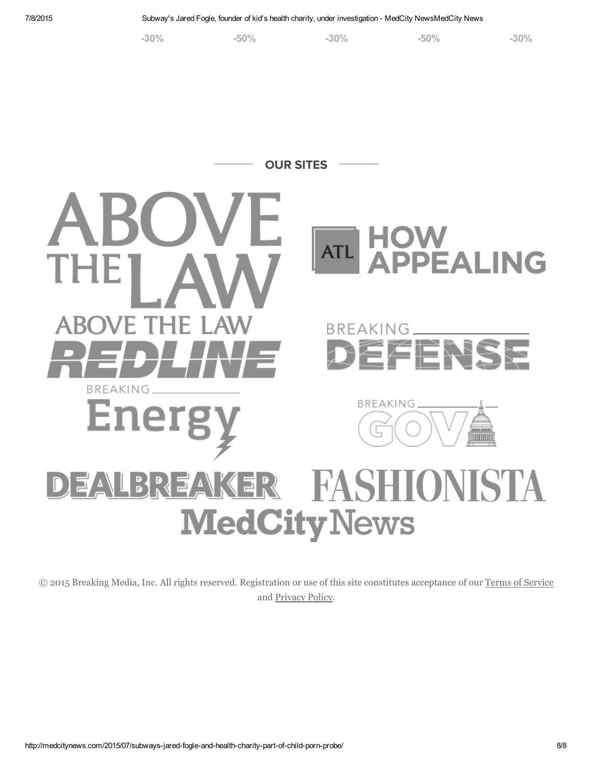-30% -50% -30% -50% -30%

## OUR SITES

ABOVE THE LAW

ATL HOW APPEALING

ABOVE THE LAW REDLINE

BREAKING DEFENSE

BREAKING Energy

BREAKING GOV

DEALBREAKER

FASHIONISTA

MedCity News

© 2015 Breaking Media, Inc. All rights reserved. Registration or use of this site constitutes acceptance of our Terms of Service and Privacy Policy.